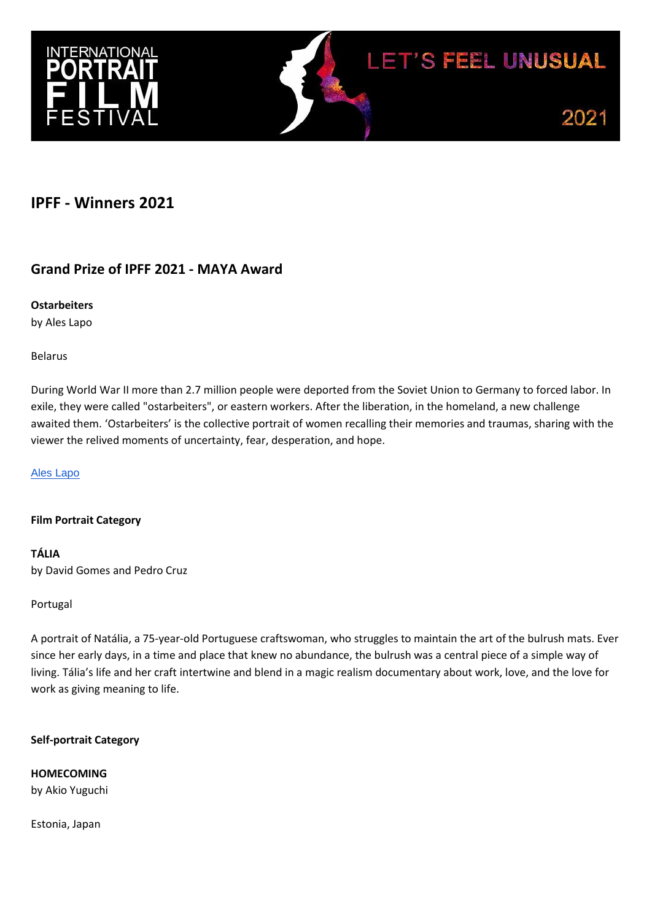## IPFF - Winners 2021

### Grand Prize of IPFF 2021 - MAYA Award

**Ostarbeiters**
by Ales Lapo

Belarus

During World War II more than 2.7 million people were deported from the Soviet Union to Germany to forced labor. In exile, they were called "ostarbeiters", or eastern workers. After the liberation, in the homeland, a new challenge awaited them. 'Ostarbeiters' is the collective portrait of women recalling their memories and traumas, sharing with the viewer the relived moments of uncertainty, fear, desperation, and hope.

Ales Lapo

**Film Portrait Category**

**TÁLIA**
by David Gomes and Pedro Cruz

Portugal

A portrait of Natália, a 75-year-old Portuguese craftswoman, who struggles to maintain the art of the bulrush mats. Ever since her early days, in a time and place that knew no abundance, the bulrush was a central piece of a simple way of living. Tália's life and her craft intertwine and blend in a magic realism documentary about work, love, and the love for work as giving meaning to life.

**Self-portrait Category**

**HOMECOMING**
by Akio Yuguchi

Estonia, Japan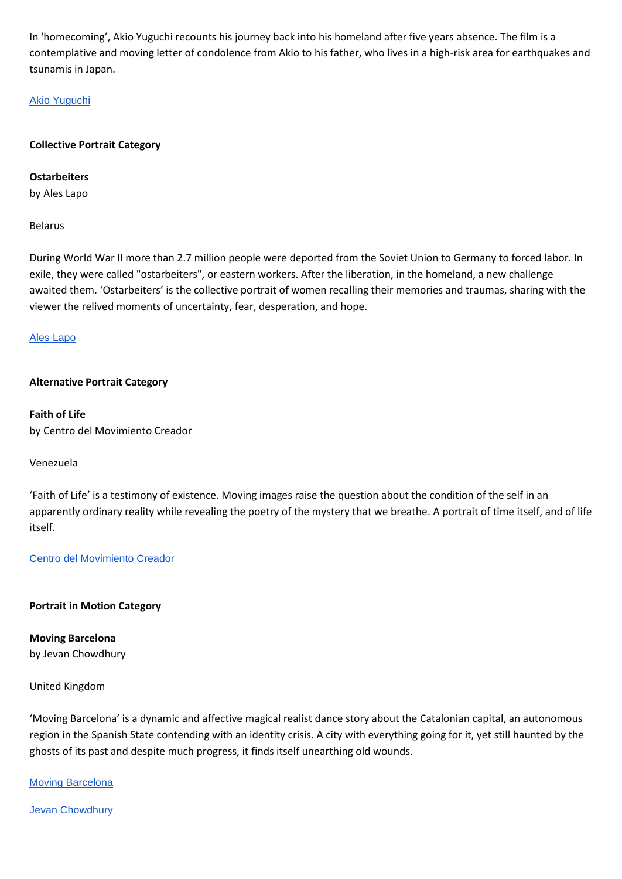In 'homecoming', Akio Yuguchi recounts his journey back into his homeland after five years absence. The film is a contemplative and moving letter of condolence from Akio to his father, who lives in a high-risk area for earthquakes and tsunamis in Japan.

Akio Yuguchi

**Collective Portrait Category**

**Ostarbeiters**
by Ales Lapo

Belarus

During World War II more than 2.7 million people were deported from the Soviet Union to Germany to forced labor. In exile, they were called "ostarbeiters", or eastern workers. After the liberation, in the homeland, a new challenge awaited them. 'Ostarbeiters' is the collective portrait of women recalling their memories and traumas, sharing with the viewer the relived moments of uncertainty, fear, desperation, and hope.

Ales Lapo

**Alternative Portrait Category**

**Faith of Life**
by Centro del Movimiento Creador

Venezuela

'Faith of Life' is a testimony of existence. Moving images raise the question about the condition of the self in an apparently ordinary reality while revealing the poetry of the mystery that we breathe. A portrait of time itself, and of life itself.

Centro del Movimiento Creador

**Portrait in Motion Category**

**Moving Barcelona**
by Jevan Chowdhury

United Kingdom

'Moving Barcelona' is a dynamic and affective magical realist dance story about the Catalonian capital, an autonomous region in the Spanish State contending with an identity crisis. A city with everything going for it, yet still haunted by the ghosts of its past and despite much progress, it finds itself unearthing old wounds.

Moving Barcelona

Jevan Chowdhury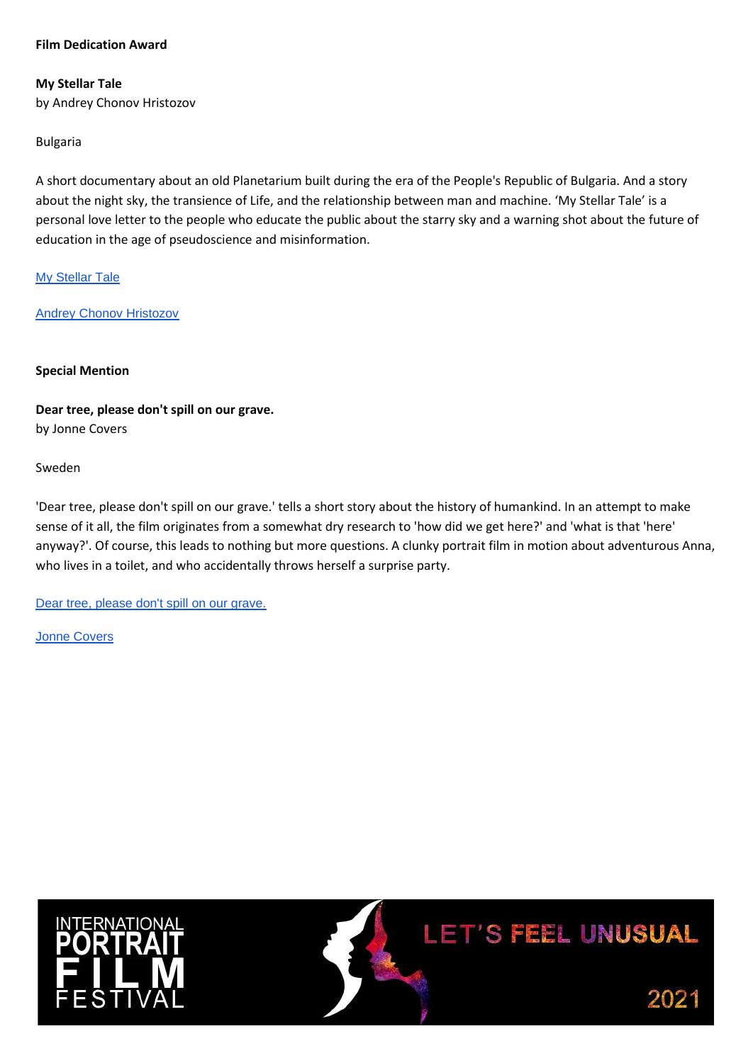**Film Dedication Award**

**My Stellar Tale**
by Andrey Chonov Hristozov

Bulgaria

A short documentary about an old Planetarium built during the era of the People's Republic of Bulgaria. And a story about the night sky, the transience of Life, and the relationship between man and machine. 'My Stellar Tale' is a personal love letter to the people who educate the public about the starry sky and a warning shot about the future of education in the age of pseudoscience and misinformation.

My Stellar Tale

Andrey Chonov Hristozov

**Special Mention**

**Dear tree, please don't spill on our grave.**
by Jonne Covers

Sweden

'Dear tree, please don't spill on our grave.' tells a short story about the history of humankind. In an attempt to make sense of it all, the film originates from a somewhat dry research to 'how did we get here?' and 'what is that 'here' anyway?'. Of course, this leads to nothing but more questions. A clunky portrait film in motion about adventurous Anna, who lives in a toilet, and who accidentally throws herself a surprise party.

Dear tree, please don't spill on our grave.

Jonne Covers